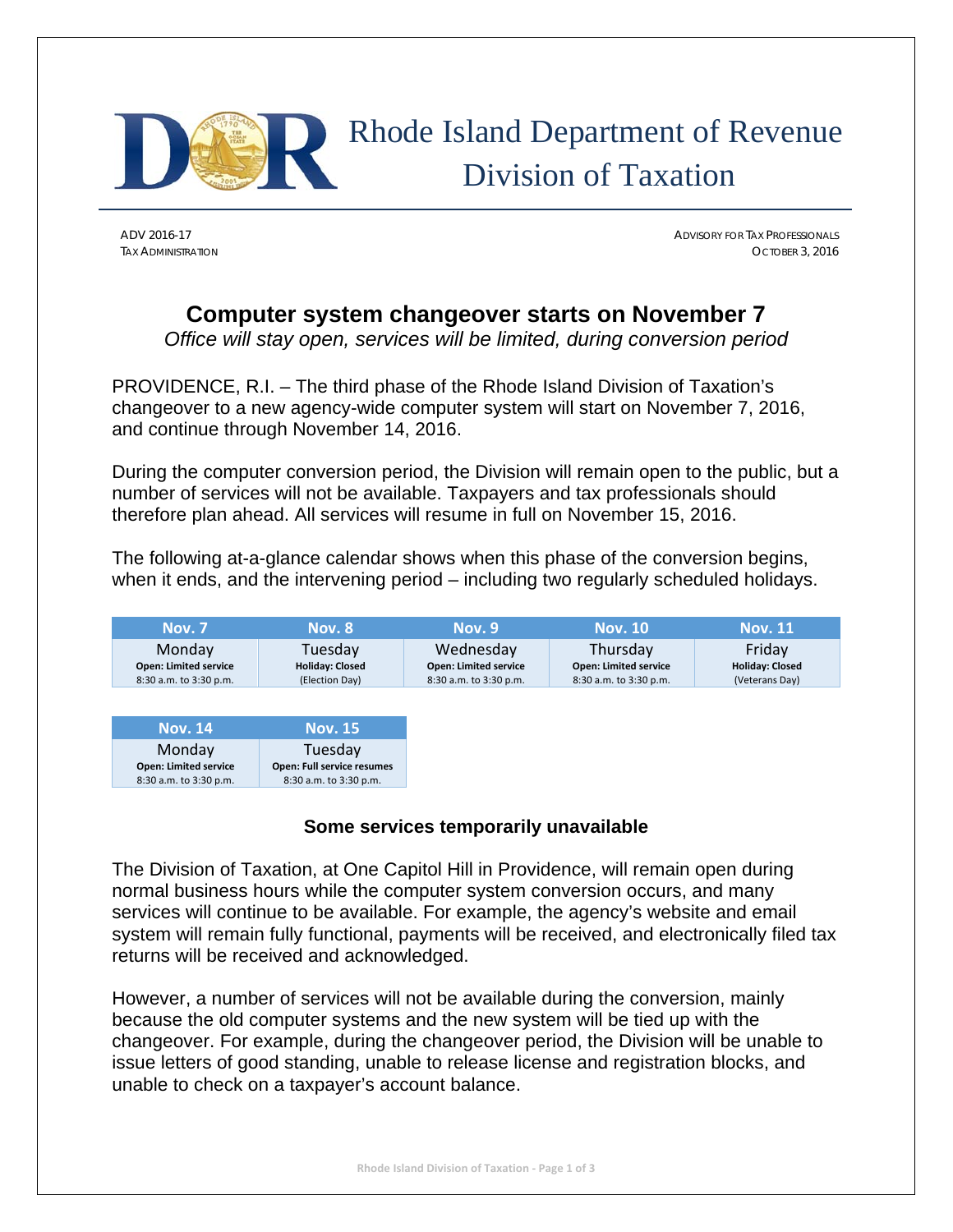# Rhode Island Department of Revenue
## Division of Taxation

ADV 2016-17
TAX ADMINISTRATION

ADVISORY FOR TAX PROFESSIONALS
OCTOBER 3, 2016

## Computer system changeover starts on November 7

*Office will stay open, services will be limited, during conversion period*

PROVIDENCE, R.I. – The third phase of the Rhode Island Division of Taxation's changeover to a new agency-wide computer system will start on November 7, 2016, and continue through November 14, 2016.

During the computer conversion period, the Division will remain open to the public, but a number of services will not be available. Taxpayers and tax professionals should therefore plan ahead. All services will resume in full on November 15, 2016.

The following at-a-glance calendar shows when this phase of the conversion begins, when it ends, and the intervening period – including two regularly scheduled holidays.

| Nov. 7 | Nov. 8 | Nov. 9 | Nov. 10 | Nov. 11 |
|---|---|---|---|---|
| Monday<br>**Open: Limited service**<br>8:30 a.m. to 3:30 p.m. | Tuesday<br>**Holiday: Closed**<br>(Election Day) | Wednesday<br>**Open: Limited service**<br>8:30 a.m. to 3:30 p.m. | Thursday<br>**Open: Limited service**<br>8:30 a.m. to 3:30 p.m. | Friday<br>**Holiday: Closed**<br>(Veterans Day) |

| Nov. 14 | Nov. 15 |
|---|---|
| Monday<br>**Open: Limited service**<br>8:30 a.m. to 3:30 p.m. | Tuesday<br>**Open: Full service resumes**<br>8:30 a.m. to 3:30 p.m. |

### Some services temporarily unavailable

The Division of Taxation, at One Capitol Hill in Providence, will remain open during normal business hours while the computer system conversion occurs, and many services will continue to be available. For example, the agency's website and email system will remain fully functional, payments will be received, and electronically filed tax returns will be received and acknowledged.

However, a number of services will not be available during the conversion, mainly because the old computer systems and the new system will be tied up with the changeover. For example, during the changeover period, the Division will be unable to issue letters of good standing, unable to release license and registration blocks, and unable to check on a taxpayer's account balance.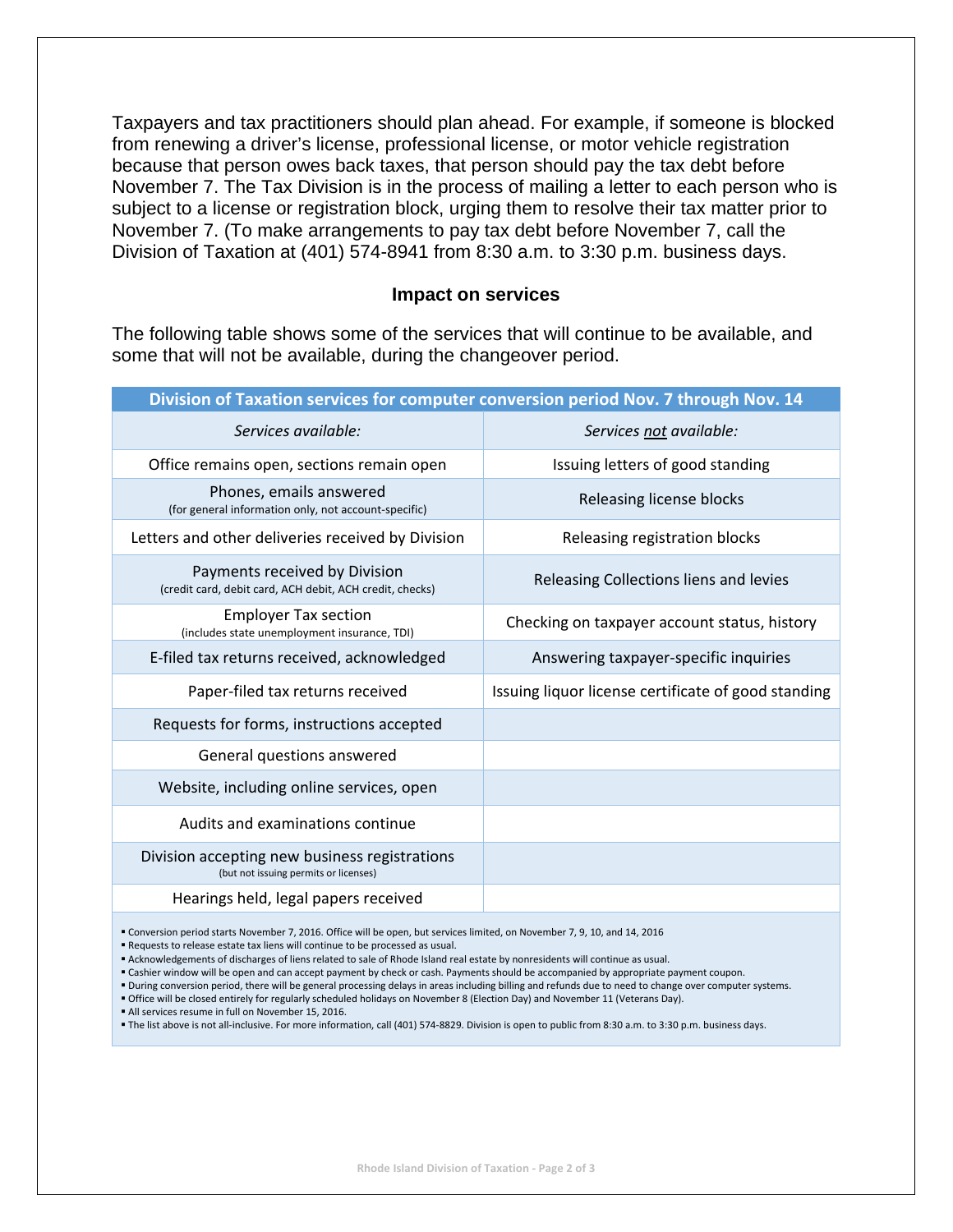Taxpayers and tax practitioners should plan ahead. For example, if someone is blocked from renewing a driver's license, professional license, or motor vehicle registration because that person owes back taxes, that person should pay the tax debt before November 7. The Tax Division is in the process of mailing a letter to each person who is subject to a license or registration block, urging them to resolve their tax matter prior to November 7. (To make arrangements to pay tax debt before November 7, call the Division of Taxation at (401) 574-8941 from 8:30 a.m. to 3:30 p.m. business days.

### Impact on services

The following table shows some of the services that will continue to be available, and some that will not be available, during the changeover period.

| **Division of Taxation services for computer conversion period Nov. 7 through Nov. 14** | |
|---|---|
| *Services available:* | *Services not available:* |
| Office remains open, sections remain open | Issuing letters of good standing |
| Phones, emails answered (for general information only, not account-specific) | Releasing license blocks |
| Letters and other deliveries received by Division | Releasing registration blocks |
| Payments received by Division (credit card, debit card, ACH debit, ACH credit, checks) | Releasing Collections liens and levies |
| Employer Tax section (includes state unemployment insurance, TDI) | Checking on taxpayer account status, history |
| E-filed tax returns received, acknowledged | Answering taxpayer-specific inquiries |
| Paper-filed tax returns received | Issuing liquor license certificate of good standing |
| Requests for forms, instructions accepted | |
| General questions answered | |
| Website, including online services, open | |
| Audits and examinations continue | |
| Division accepting new business registrations (but not issuing permits or licenses) | |
| Hearings held, legal papers received | |

- Conversion period starts November 7, 2016. Office will be open, but services limited, on November 7, 9, 10, and 14, 2016
- Requests to release estate tax liens will continue to be processed as usual.
- Acknowledgements of discharges of liens related to sale of Rhode Island real estate by nonresidents will continue as usual.
- Cashier window will be open and can accept payment by check or cash. Payments should be accompanied by appropriate payment coupon.
- During conversion period, there will be general processing delays in areas including billing and refunds due to need to change over computer systems.
- Office will be closed entirely for regularly scheduled holidays on November 8 (Election Day) and November 11 (Veterans Day).
- All services resume in full on November 15, 2016.
- The list above is not all-inclusive. For more information, call (401) 574-8829. Division is open to public from 8:30 a.m. to 3:30 p.m. business days.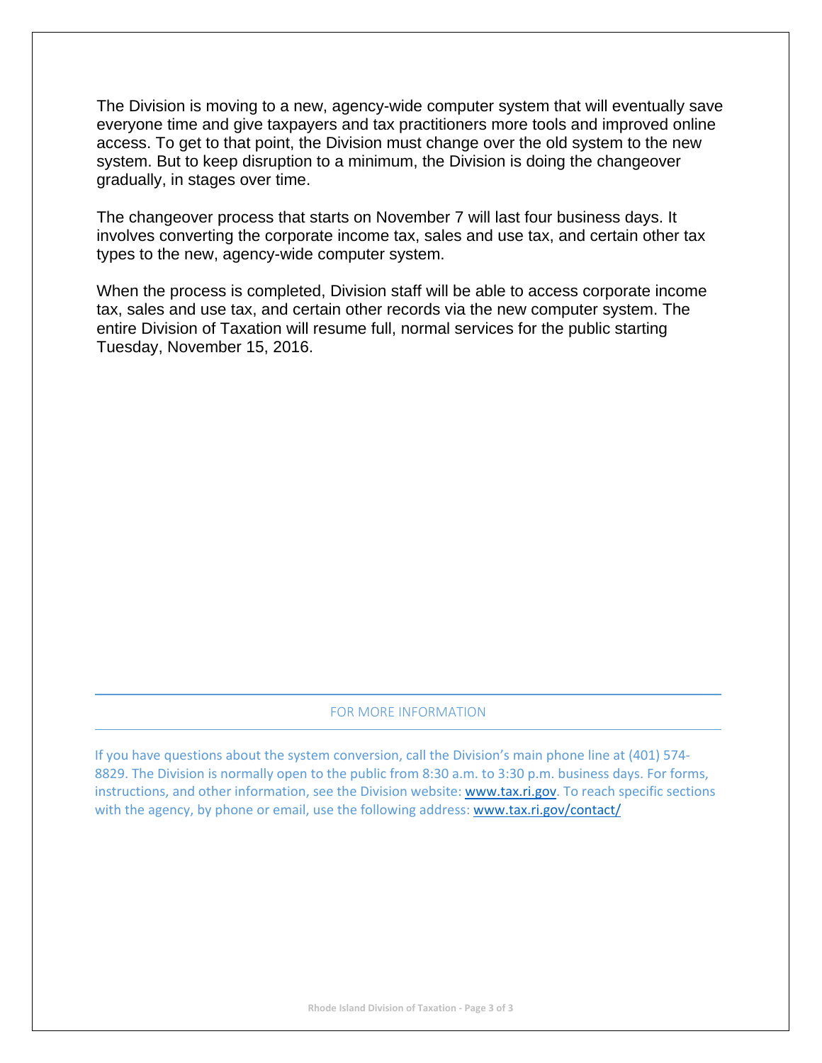The Division is moving to a new, agency-wide computer system that will eventually save everyone time and give taxpayers and tax practitioners more tools and improved online access. To get to that point, the Division must change over the old system to the new system. But to keep disruption to a minimum, the Division is doing the changeover gradually, in stages over time.

The changeover process that starts on November 7 will last four business days. It involves converting the corporate income tax, sales and use tax, and certain other tax types to the new, agency-wide computer system.

When the process is completed, Division staff will be able to access corporate income tax, sales and use tax, and certain other records via the new computer system. The entire Division of Taxation will resume full, normal services for the public starting Tuesday, November 15, 2016.

---

## FOR MORE INFORMATION

---

If you have questions about the system conversion, call the Division's main phone line at (401) 574-8829. The Division is normally open to the public from 8:30 a.m. to 3:30 p.m. business days. For forms, instructions, and other information, see the Division website: [www.tax.ri.gov](http://www.tax.ri.gov). To reach specific sections with the agency, by phone or email, use the following address: [www.tax.ri.gov/contact/](http://www.tax.ri.gov/contact/)